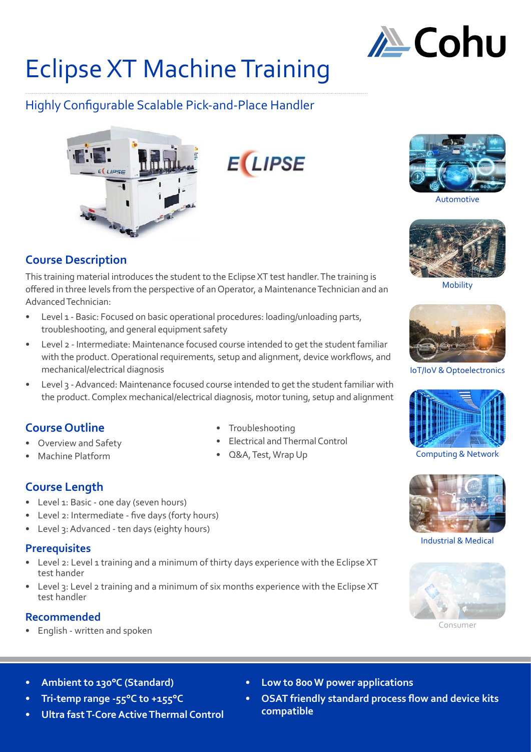# Eclipse XT Machine Training

## Highly Configurable Scalable Pick-and-Place Handler

Automotive

Mobility

IoT/IoV & Optoelectronics

Computing & Network

Industrial & Medical

Consumer

### Course Description

This training material introduces the student to the Eclipse XT test handler. The training is offered in three levels from the perspective of an Operator, a Maintenance Technician and an Advanced Technician:

- Level 1 - Basic: Focused on basic operational procedures: loading/unloading parts, troubleshooting, and general equipment safety
- Level 2 - Intermediate: Maintenance focused course intended to get the student familiar with the product. Operational requirements, setup and alignment, device workflows, and mechanical/electrical diagnosis
- Level 3 - Advanced: Maintenance focused course intended to get the student familiar with the product. Complex mechanical/electrical diagnosis, motor tuning, setup and alignment

### Course Outline

- Overview and Safety
- Machine Platform
- Troubleshooting
- Electrical and Thermal Control
- Q&A, Test, Wrap Up

### Course Length

- Level 1: Basic - one day (seven hours)
- Level 2: Intermediate - five days (forty hours)
- Level 3: Advanced - ten days (eighty hours)

### Prerequisites

- Level 2: Level 1 training and a minimum of thirty days experience with the Eclipse XT test hander
- Level 3: Level 2 training and a minimum of six months experience with the Eclipse XT test handler

### Recommended

- English - written and spoken

---

- **Ambient to 130°C (Standard)**
- **Tri-temp range -55°C to +155°C**
- **Ultra fast T-Core Active Thermal Control**
- **Low to 800 W power applications**
- **OSAT friendly standard process flow and device kits compatible**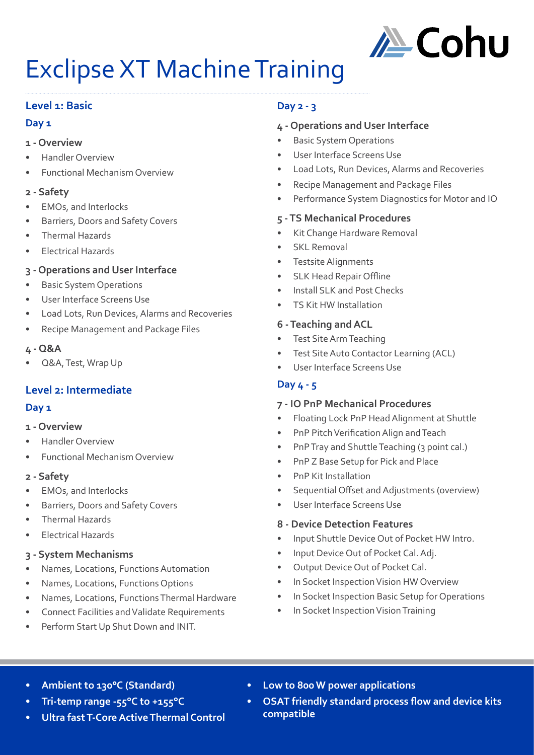# Exclipse XT Machine Training

## Level 1: Basic

### Day 1

**1 - Overview**

- Handler Overview
- Functional Mechanism Overview

**2 - Safety**

- EMOs, and Interlocks
- Barriers, Doors and Safety Covers
- Thermal Hazards
- Electrical Hazards

**3 - Operations and User Interface**

- Basic System Operations
- User Interface Screens Use
- Load Lots, Run Devices, Alarms and Recoveries
- Recipe Management and Package Files

**4 - Q&A**

- Q&A, Test, Wrap Up

## Level 2: Intermediate

### Day 1

**1 - Overview**

- Handler Overview
- Functional Mechanism Overview

**2 - Safety**

- EMOs, and Interlocks
- Barriers, Doors and Safety Covers
- Thermal Hazards
- Electrical Hazards

**3 - System Mechanisms**

- Names, Locations, Functions Automation
- Names, Locations, Functions Options
- Names, Locations, Functions Thermal Hardware
- Connect Facilities and Validate Requirements
- Perform Start Up Shut Down and INIT.

### Day 2 - 3

**4 - Operations and User Interface**

- Basic System Operations
- User Interface Screens Use
- Load Lots, Run Devices, Alarms and Recoveries
- Recipe Management and Package Files
- Performance System Diagnostics for Motor and IO

**5 - TS Mechanical Procedures**

- Kit Change Hardware Removal
- SKL Removal
- Testsite Alignments
- SLK Head Repair Offline
- Install SLK and Post Checks
- TS Kit HW Installation

**6 - Teaching and ACL**

- Test Site Arm Teaching
- Test Site Auto Contactor Learning (ACL)
- User Interface Screens Use

### Day 4 - 5

**7 - IO PnP Mechanical Procedures**

- Floating Lock PnP Head Alignment at Shuttle
- PnP Pitch Verification Align and Teach
- PnP Tray and Shuttle Teaching (3 point cal.)
- PnP Z Base Setup for Pick and Place
- PnP Kit Installation
- Sequential Offset and Adjustments (overview)
- User Interface Screens Use

**8 - Device Detection Features**

- Input Shuttle Device Out of Pocket HW Intro.
- Input Device Out of Pocket Cal. Adj.
- Output Device Out of Pocket Cal.
- In Socket Inspection Vision HW Overview
- In Socket Inspection Basic Setup for Operations
- In Socket Inspection Vision Training

---

- **Ambient to 130°C (Standard)**
- **Tri-temp range -55°C to +155°C**
- **Ultra fast T-Core Active Thermal Control**
- **Low to 800 W power applications**
- **OSAT friendly standard process flow and device kits compatible**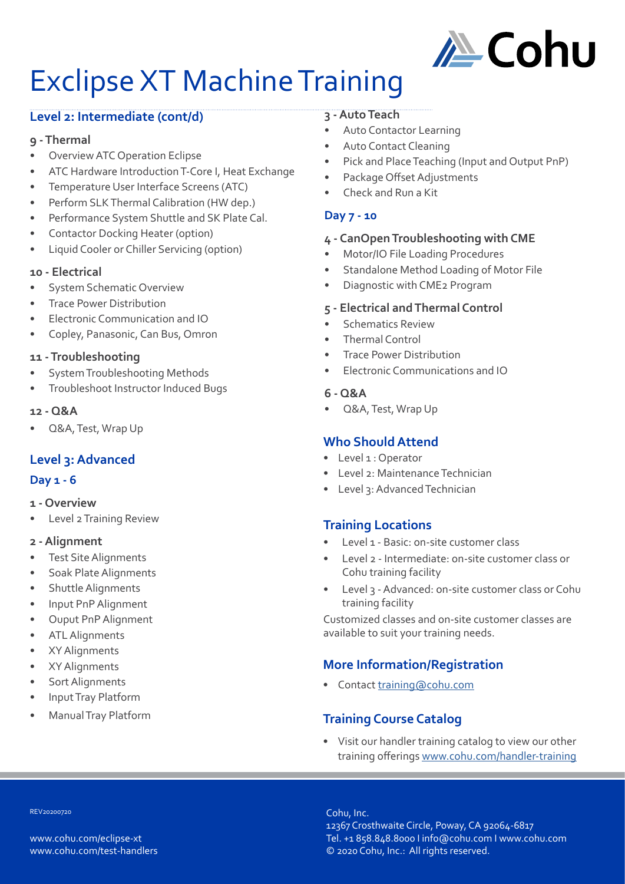# Exclipse XT Machine Training

## Level 2: Intermediate (cont/d)

### 9 - Thermal

- Overview ATC Operation Eclipse
- ATC Hardware Introduction T-Core I, Heat Exchange
- Temperature User Interface Screens (ATC)
- Perform SLK Thermal Calibration (HW dep.)
- Performance System Shuttle and SK Plate Cal.
- Contactor Docking Heater (option)
- Liquid Cooler or Chiller Servicing (option)

### 10 - Electrical

- System Schematic Overview
- Trace Power Distribution
- Electronic Communication and IO
- Copley, Panasonic, Can Bus, Omron

### 11 - Troubleshooting

- System Troubleshooting Methods
- Troubleshoot Instructor Induced Bugs

### 12 - Q&A

- Q&A, Test, Wrap Up

## Level 3: Advanced

### Day 1 - 6

### 1 - Overview

- Level 2 Training Review

### 2 - Alignment

- Test Site Alignments
- Soak Plate Alignments
- Shuttle Alignments
- Input PnP Alignment
- Ouput PnP Alignment
- ATL Alignments
- XY Alignments
- XY Alignments
- Sort Alignments
- Input Tray Platform
- Manual Tray Platform

### 3 - Auto Teach

- Auto Contactor Learning
- Auto Contact Cleaning
- Pick and Place Teaching (Input and Output PnP)
- Package Offset Adjustments
- Check and Run a Kit

### Day 7 - 10

### 4 - CanOpen Troubleshooting with CME

- Motor/IO File Loading Procedures
- Standalone Method Loading of Motor File
- Diagnostic with CME2 Program

### 5 - Electrical and Thermal Control

- Schematics Review
- Thermal Control
- Trace Power Distribution
- Electronic Communications and IO

### 6 - Q&A

- Q&A, Test, Wrap Up

## Who Should Attend

- Level 1 : Operator
- Level 2: Maintenance Technician
- Level 3: Advanced Technician

## Training Locations

- Level 1 - Basic: on-site customer class
- Level 2 - Intermediate: on-site customer class or Cohu training facility
- Level 3 - Advanced: on-site customer class or Cohu training facility

Customized classes and on-site customer classes are available to suit your training needs.

## More Information/Registration

- Contact training@cohu.com

## Training Course Catalog

- Visit our handler training catalog to view our other training offerings www.cohu.com/handler-training

REV20200720

www.cohu.com/eclipse-xt
www.cohu.com/test-handlers

Cohu, Inc.
12367 Crosthwaite Circle, Poway, CA 92064-6817
Tel. +1 858.848.8000 I info@cohu.com I www.cohu.com
© 2020 Cohu, Inc.: All rights reserved.